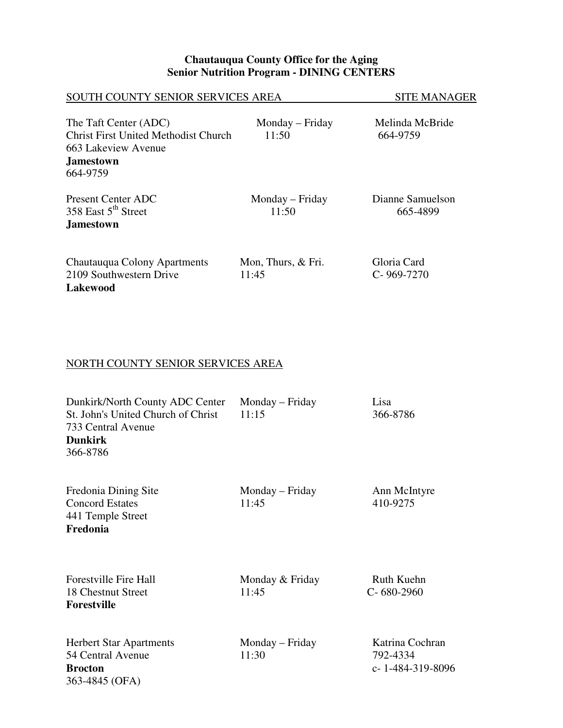**Chautauqua County Office for the Aging**
**Senior Nutrition Program - DINING CENTERS**

## SOUTH COUNTY SENIOR SERVICES AREA

| Dining Center | Days / Time | SITE MANAGER |
|---|---|---|
| The Taft Center (ADC)<br>Christ First United Methodist Church<br>663 Lakeview Avenue<br>**Jamestown**<br>664-9759 | Monday – Friday<br>11:50 | Melinda McBride<br>664-9759 |
| Present Center ADC<br>358 East 5th Street<br>**Jamestown** | Monday – Friday<br>11:50 | Dianne Samuelson<br>665-4899 |
| Chautauqua Colony Apartments<br>2109 Southwestern Drive<br>**Lakewood** | Mon, Thurs, & Fri.<br>11:45 | Gloria Card<br>C- 969-7270 |

## NORTH COUNTY SENIOR SERVICES AREA

| Dining Center | Days / Time | Site Manager |
|---|---|---|
| Dunkirk/North County ADC Center<br>St. John's United Church of Christ<br>733 Central Avenue<br>**Dunkirk**<br>366-8786 | Monday – Friday<br>11:15 | Lisa<br>366-8786 |
| Fredonia Dining Site<br>Concord Estates<br>441 Temple Street<br>**Fredonia** | Monday – Friday<br>11:45 | Ann McIntyre<br>410-9275 |
| Forestville Fire Hall<br>18 Chestnut Street<br>**Forestville** | Monday & Friday<br>11:45 | Ruth Kuehn<br>C- 680-2960 |
| Herbert Star Apartments<br>54 Central Avenue<br>**Brocton**<br>363-4845 (OFA) | Monday – Friday<br>11:30 | Katrina Cochran<br>792-4334<br>c- 1-484-319-8096 |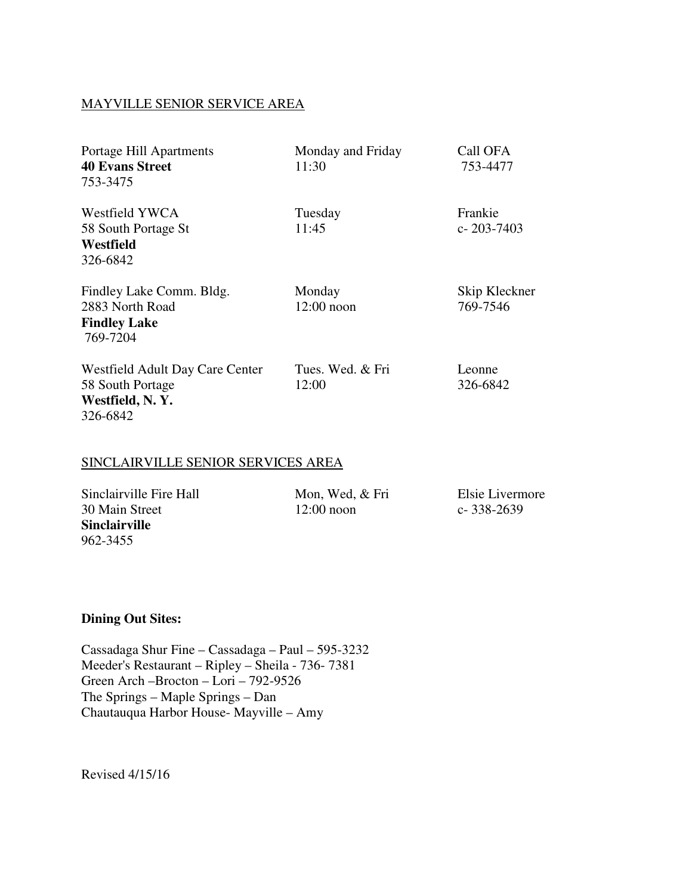MAYVILLE SENIOR SERVICE AREA

| | | |
|---|---|---|
| Portage Hill Apartments<br>**40 Evans Street**<br>753-3475 | Monday and Friday<br>11:30 | Call OFA<br>753-4477 |
| Westfield YWCA<br>58 South Portage St<br>**Westfield**<br>326-6842 | Tuesday<br>11:45 | Frankie<br>c- 203-7403 |
| Findley Lake Comm. Bldg.<br>2883 North Road<br>**Findley Lake**<br>769-7204 | Monday<br>12:00 noon | Skip Kleckner<br>769-7546 |
| Westfield Adult Day Care Center<br>58 South Portage<br>**Westfield, N. Y.**<br>326-6842 | Tues. Wed. & Fri<br>12:00 | Leonne<br>326-6842 |

SINCLAIRVILLE SENIOR SERVICES AREA

| | | |
|---|---|---|
| Sinclairville Fire Hall<br>30 Main Street<br>**Sinclairville**<br>962-3455 | Mon, Wed, & Fri<br>12:00 noon | Elsie Livermore<br>c- 338-2639 |

**Dining Out Sites:**

Cassadaga Shur Fine – Cassadaga – Paul – 595-3232
Meeder's Restaurant – Ripley – Sheila - 736- 7381
Green Arch –Brocton – Lori – 792-9526
The Springs – Maple Springs – Dan
Chautauqua Harbor House- Mayville – Amy

Revised 4/15/16